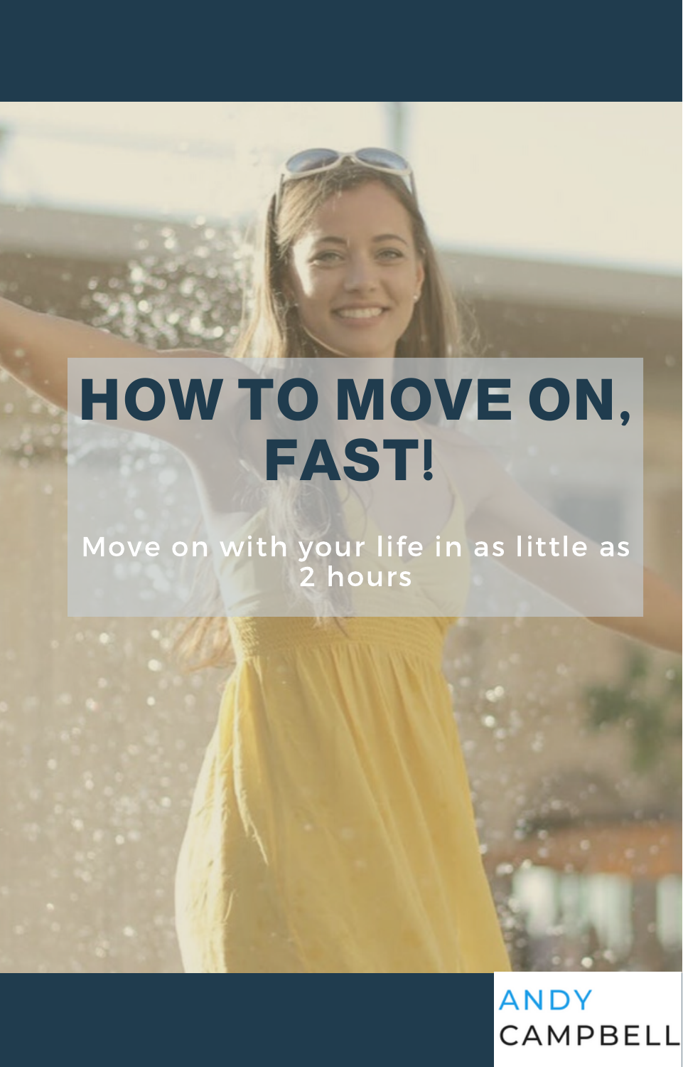# HOW TO MOVE ON, FAST!

Move on with your life in as little as 2 hours

ANDY CAMPBELL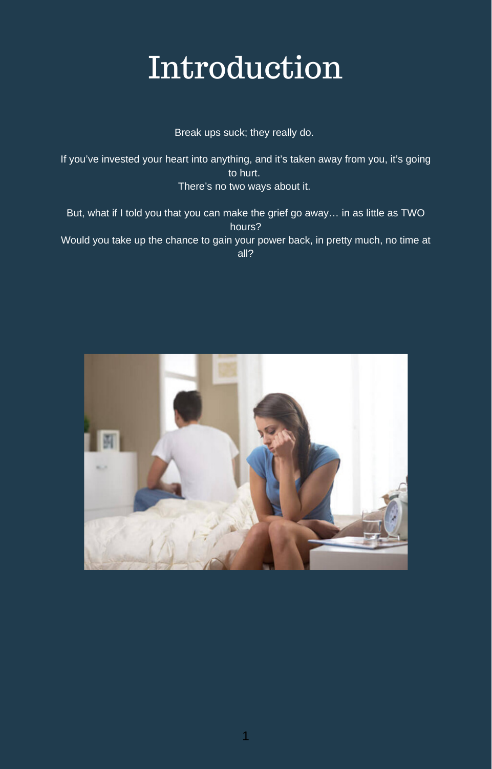# Introduction

Break ups suck; they really do.

If you've invested your heart into anything, and it's taken away from you, it's going to hurt.
There's no two ways about it.

But, what if I told you that you can make the grief go away… in as little as TWO hours?
Would you take up the chance to gain your power back, in pretty much, no time at all?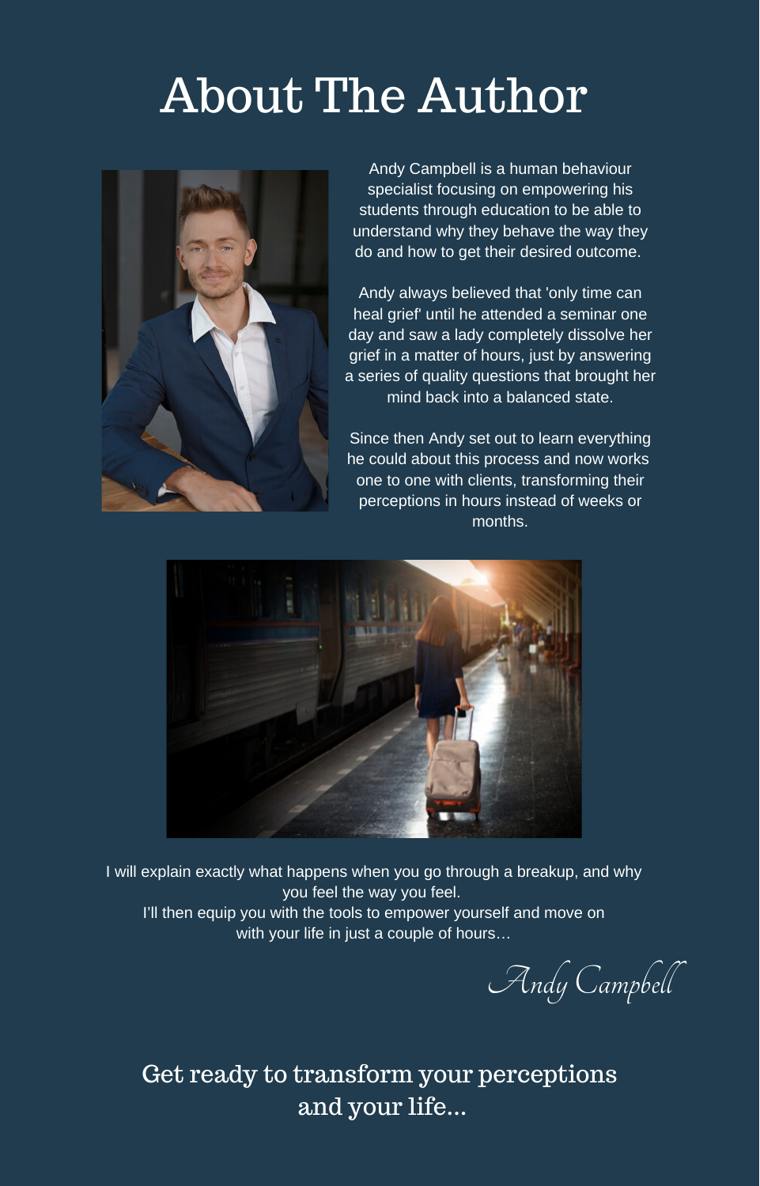# About The Author

Andy Campbell is a human behaviour specialist focusing on empowering his students through education to be able to understand why they behave the way they do and how to get their desired outcome.

Andy always believed that 'only time can heal grief' until he attended a seminar one day and saw a lady completely dissolve her grief in a matter of hours, just by answering a series of quality questions that brought her mind back into a balanced state.

Since then Andy set out to learn everything he could about this process and now works one to one with clients, transforming their perceptions in hours instead of weeks or months.

I will explain exactly what happens when you go through a breakup, and why you feel the way you feel.
I'll then equip you with the tools to empower yourself and move on with your life in just a couple of hours…

*Andy Campbell*

## Get ready to transform your perceptions and your life...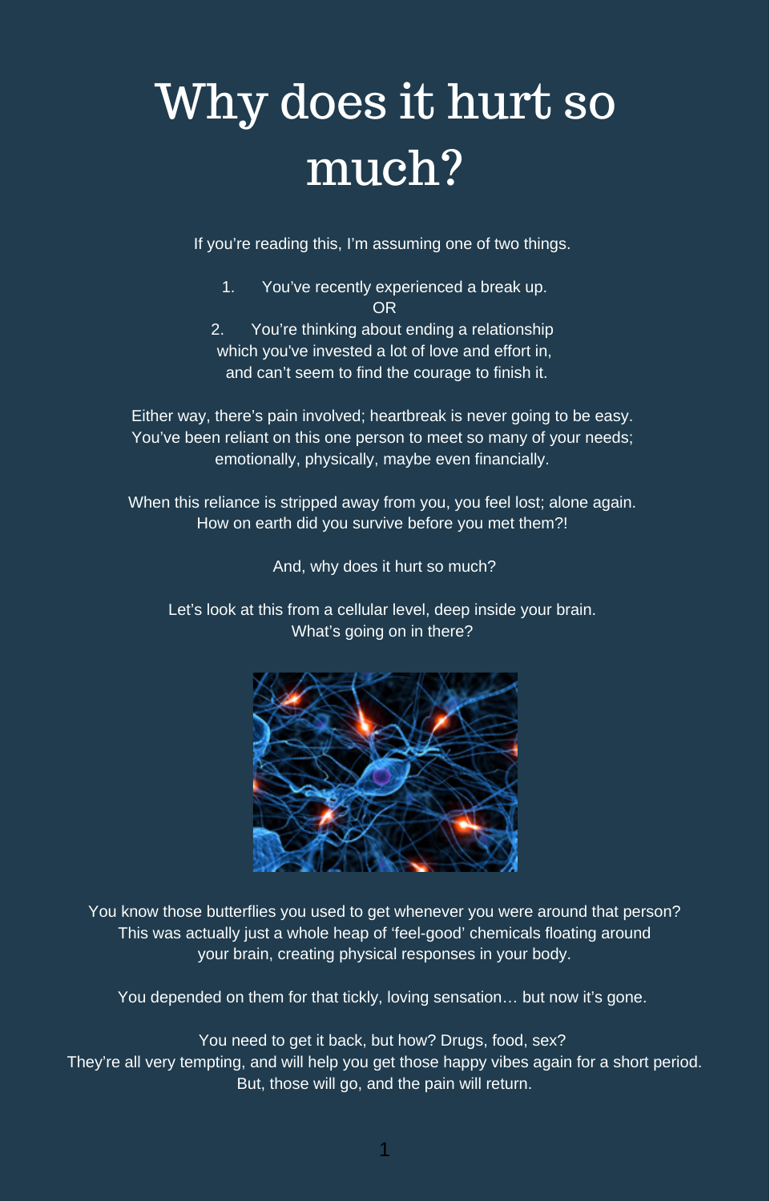# Why does it hurt so much?

If you're reading this, I'm assuming one of two things.

1. You've recently experienced a break up.

OR

2. You're thinking about ending a relationship which you've invested a lot of love and effort in, and can't seem to find the courage to finish it.

Either way, there's pain involved; heartbreak is never going to be easy. You've been reliant on this one person to meet so many of your needs; emotionally, physically, maybe even financially.

When this reliance is stripped away from you, you feel lost; alone again. How on earth did you survive before you met them?!

And, why does it hurt so much?

Let's look at this from a cellular level, deep inside your brain. What's going on in there?

You know those butterflies you used to get whenever you were around that person? This was actually just a whole heap of 'feel-good' chemicals floating around your brain, creating physical responses in your body.

You depended on them for that tickly, loving sensation… but now it's gone.

You need to get it back, but how? Drugs, food, sex? They're all very tempting, and will help you get those happy vibes again for a short period. But, those will go, and the pain will return.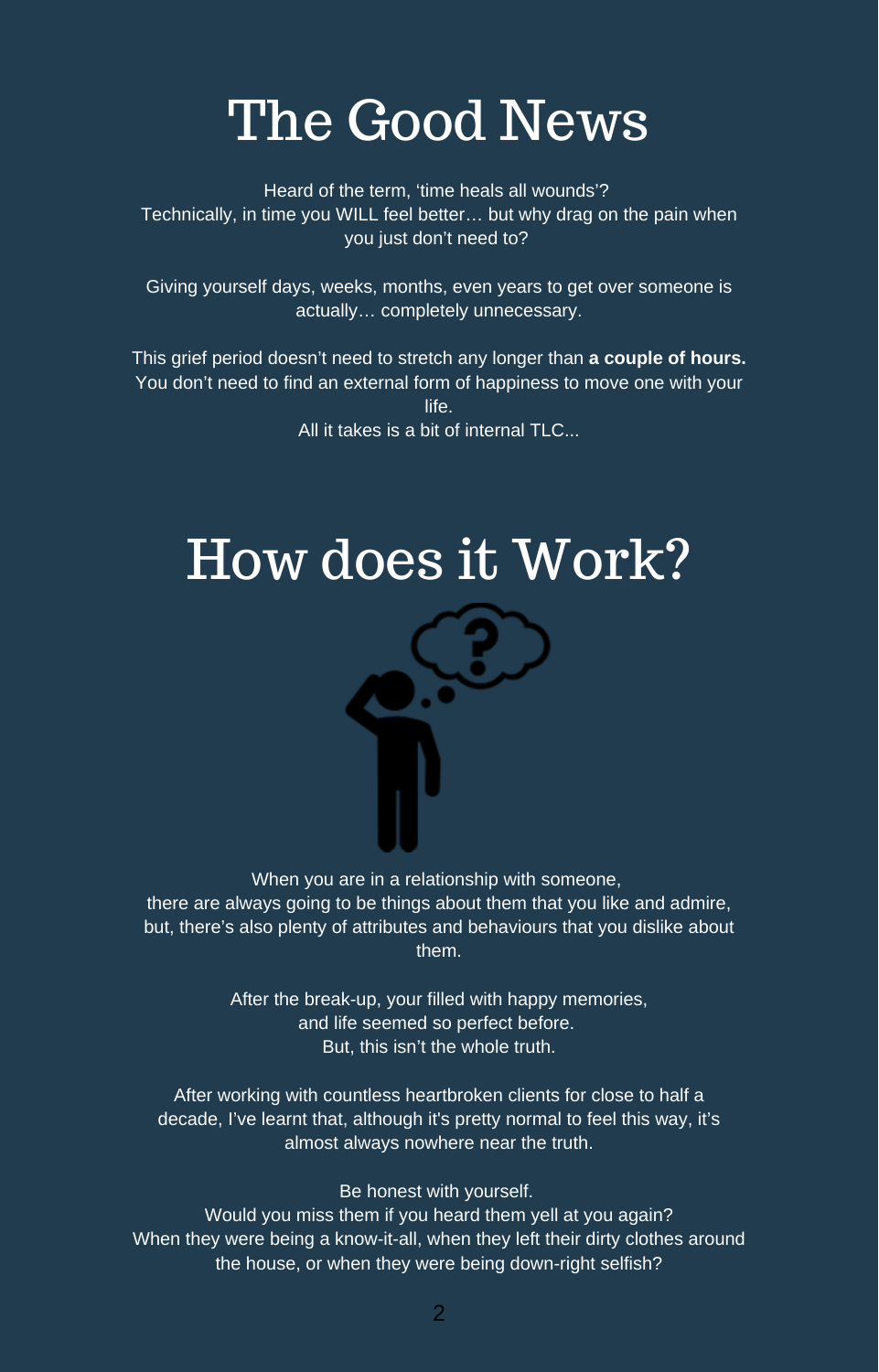# The Good News

Heard of the term, 'time heals all wounds'?
Technically, in time you WILL feel better… but why drag on the pain when you just don't need to?

Giving yourself days, weeks, months, even years to get over someone is actually… completely unnecessary.

This grief period doesn't need to stretch any longer than **a couple of hours.**
You don't need to find an external form of happiness to move one with your life.
All it takes is a bit of internal TLC...

# How does it Work?

When you are in a relationship with someone, there are always going to be things about them that you like and admire, but, there's also plenty of attributes and behaviours that you dislike about them.

After the break-up, your filled with happy memories, and life seemed so perfect before.
But, this isn't the whole truth.

After working with countless heartbroken clients for close to half a decade, I've learnt that, although it's pretty normal to feel this way, it's almost always nowhere near the truth.

Be honest with yourself.
Would you miss them if you heard them yell at you again?
When they were being a know-it-all, when they left their dirty clothes around the house, or when they were being down-right selfish?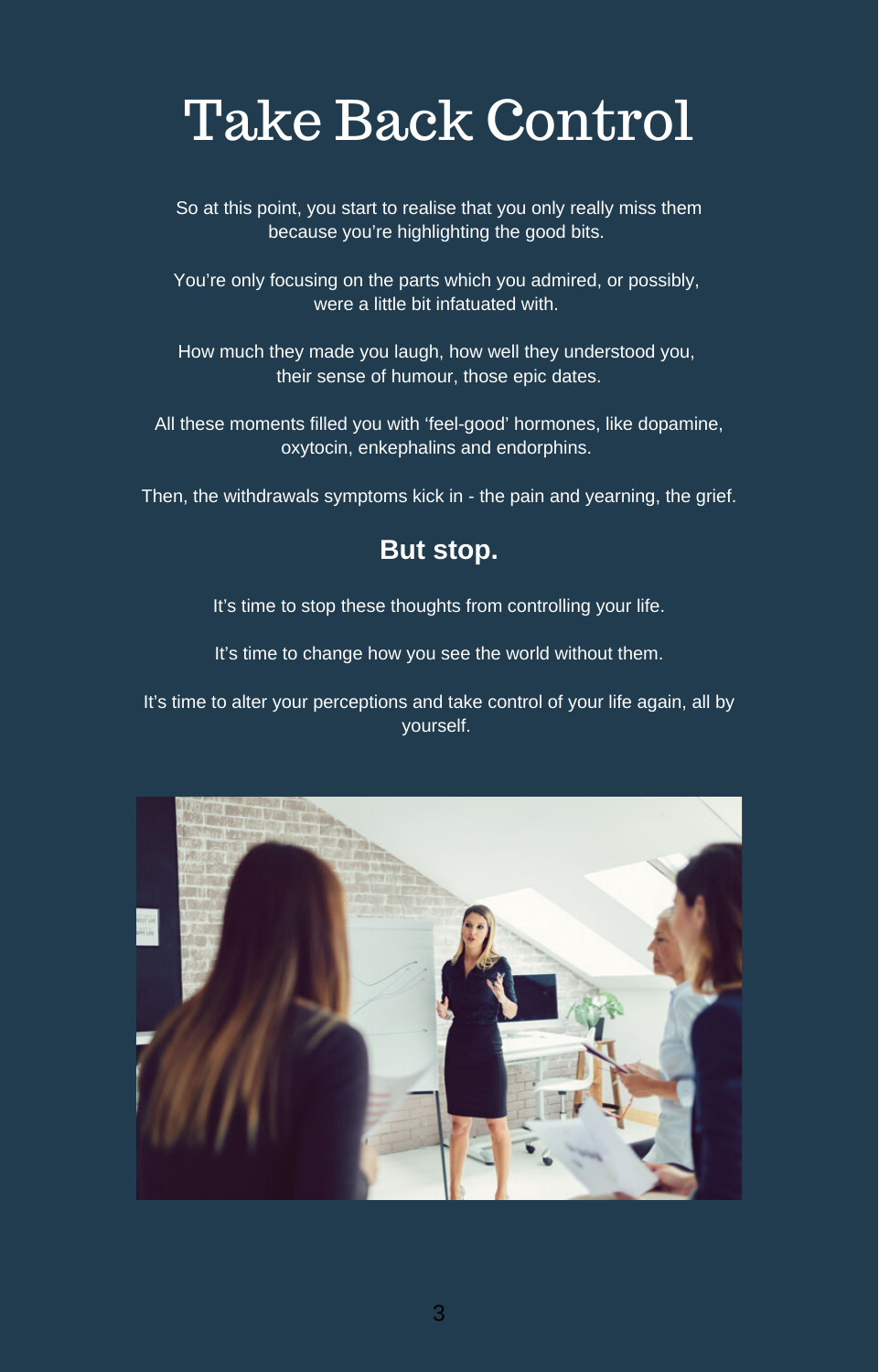# Take Back Control

So at this point, you start to realise that you only really miss them because you're highlighting the good bits.

You're only focusing on the parts which you admired, or possibly, were a little bit infatuated with.

How much they made you laugh, how well they understood you, their sense of humour, those epic dates.

All these moments filled you with 'feel-good' hormones, like dopamine, oxytocin, enkephalins and endorphins.

Then, the withdrawals symptoms kick in - the pain and yearning, the grief.

**But stop.**

It's time to stop these thoughts from controlling your life.

It's time to change how you see the world without them.

It's time to alter your perceptions and take control of your life again, all by yourself.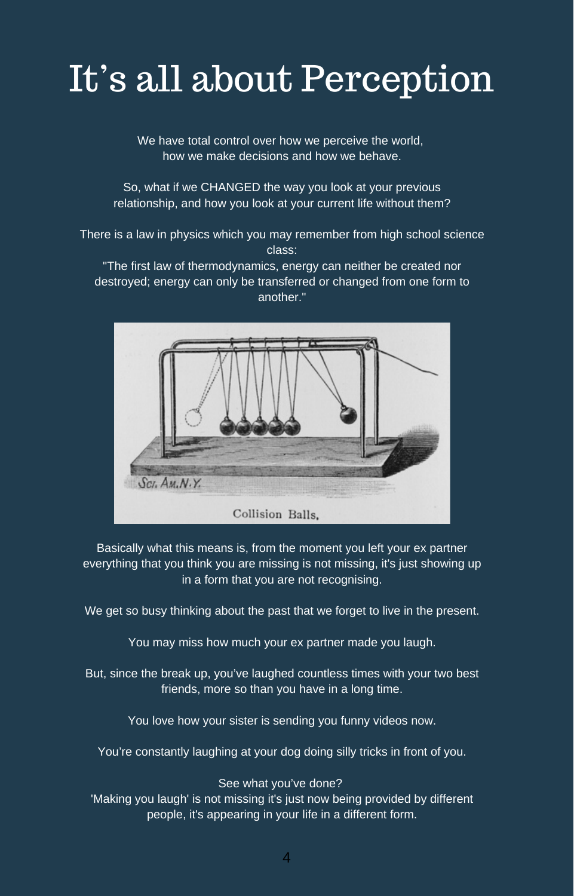# It's all about Perception

We have total control over how we perceive the world, how we make decisions and how we behave.

So, what if we CHANGED the way you look at your previous relationship, and how you look at your current life without them?

There is a law in physics which you may remember from high school science class:
"The first law of thermodynamics, energy can neither be created nor destroyed; energy can only be transferred or changed from one form to another."

Collision Balls.

Basically what this means is, from the moment you left your ex partner everything that you think you are missing is not missing, it's just showing up in a form that you are not recognising.

We get so busy thinking about the past that we forget to live in the present.

You may miss how much your ex partner made you laugh.

But, since the break up, you've laughed countless times with your two best friends, more so than you have in a long time.

You love how your sister is sending you funny videos now.

You're constantly laughing at your dog doing silly tricks in front of you.

See what you've done?
'Making you laugh' is not missing it's just now being provided by different people, it's appearing in your life in a different form.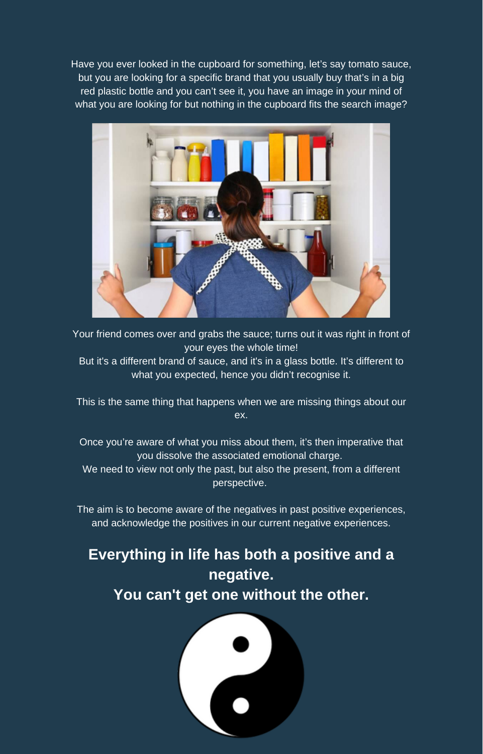Have you ever looked in the cupboard for something, let's say tomato sauce, but you are looking for a specific brand that you usually buy that's in a big red plastic bottle and you can't see it, you have an image in your mind of what you are looking for but nothing in the cupboard fits the search image?

Your friend comes over and grabs the sauce; turns out it was right in front of your eyes the whole time!
But it's a different brand of sauce, and it's in a glass bottle. It's different to what you expected, hence you didn't recognise it.

This is the same thing that happens when we are missing things about our ex.

Once you're aware of what you miss about them, it's then imperative that you dissolve the associated emotional charge.
We need to view not only the past, but also the present, from a different perspective.

The aim is to become aware of the negatives in past positive experiences, and acknowledge the positives in our current negative experiences.

**Everything in life has both a positive and a negative.**
**You can't get one without the other.**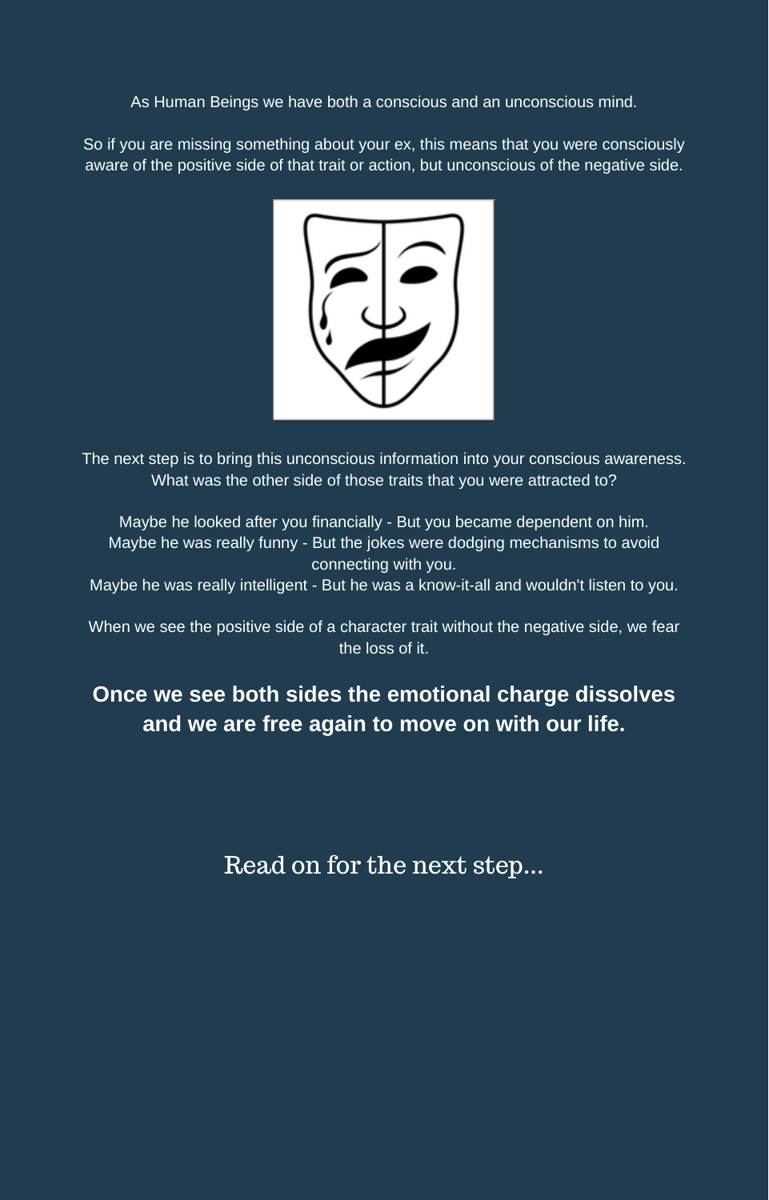As Human Beings we have both a conscious and an unconscious mind.

So if you are missing something about your ex, this means that you were consciously aware of the positive side of that trait or action, but unconscious of the negative side.

The next step is to bring this unconscious information into your conscious awareness. What was the other side of those traits that you were attracted to?

Maybe he looked after you financially - But you became dependent on him.
Maybe he was really funny - But the jokes were dodging mechanisms to avoid connecting with you.
Maybe he was really intelligent - But he was a know-it-all and wouldn't listen to you.

When we see the positive side of a character trait without the negative side, we fear the loss of it.

**Once we see both sides the emotional charge dissolves and we are free again to move on with our life.**

Read on for the next step...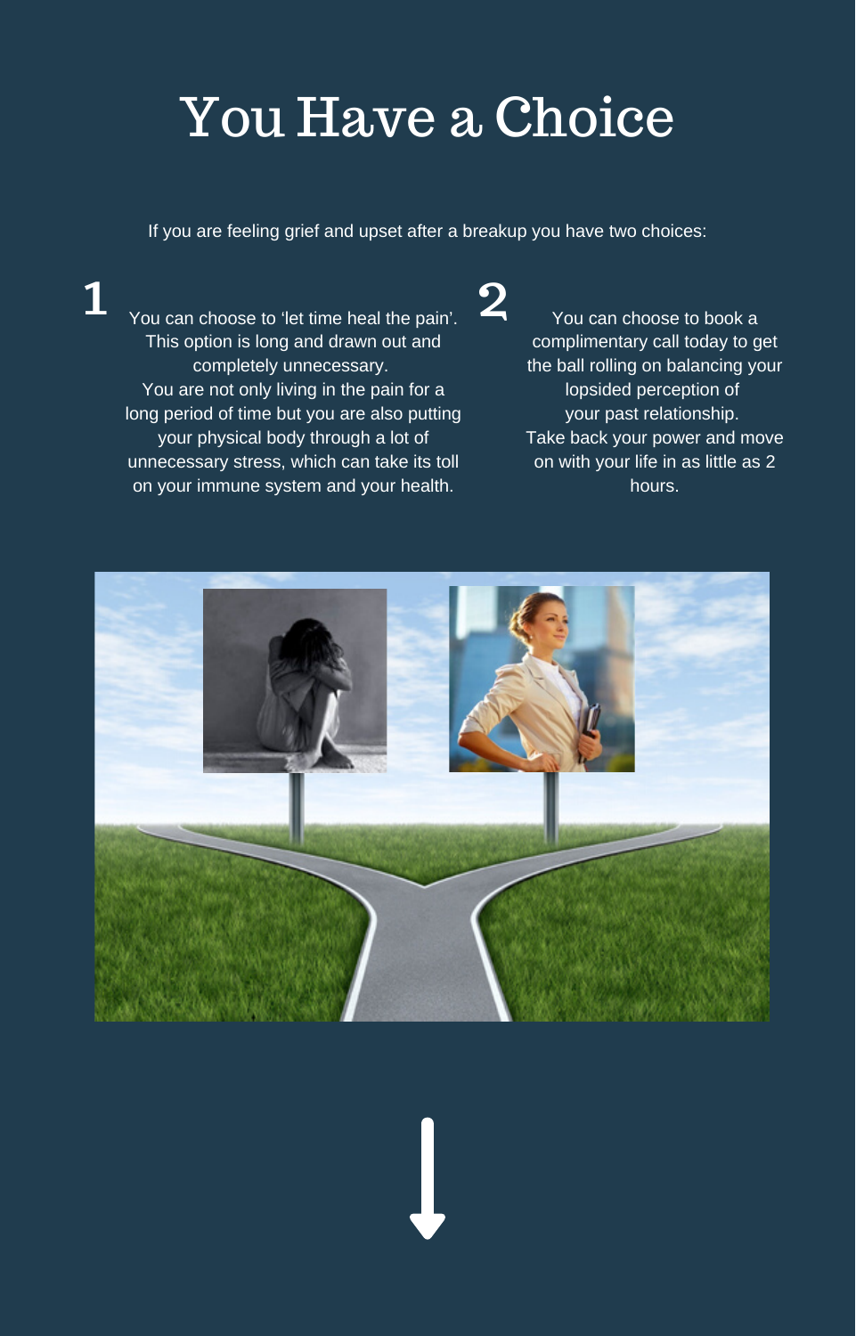# You Have a Choice

If you are feeling grief and upset after a breakup you have two choices:

**1**

You can choose to 'let time heal the pain'. This option is long and drawn out and completely unnecessary.
You are not only living in the pain for a long period of time but you are also putting your physical body through a lot of unnecessary stress, which can take its toll on your immune system and your health.

**2**

You can choose to book a complimentary call today to get the ball rolling on balancing your lopsided perception of your past relationship.
Take back your power and move on with your life in as little as 2 hours.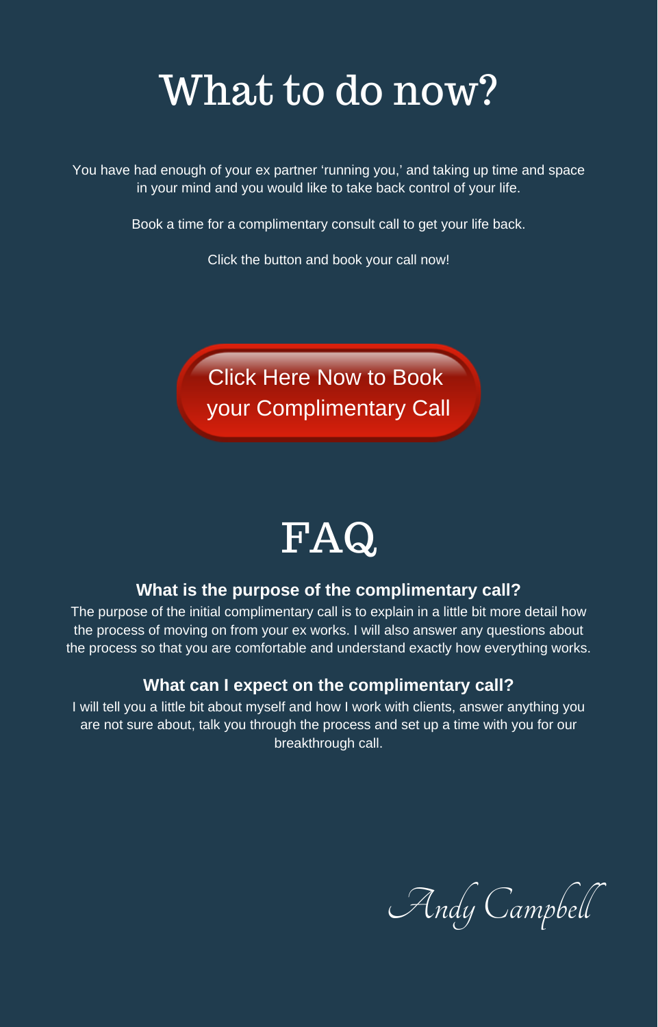# What to do now?

You have had enough of your ex partner 'running you,' and taking up time and space in your mind and you would like to take back control of your life.

Book a time for a complimentary consult call to get your life back.

Click the button and book your call now!

Click Here Now to Book your Complimentary Call

# FAQ

**What is the purpose of the complimentary call?**

The purpose of the initial complimentary call is to explain in a little bit more detail how the process of moving on from your ex works. I will also answer any questions about the process so that you are comfortable and understand exactly how everything works.

**What can I expect on the complimentary call?**

I will tell you a little bit about myself and how I work with clients, answer anything you are not sure about, talk you through the process and set up a time with you for our breakthrough call.

*Andy Campbell*